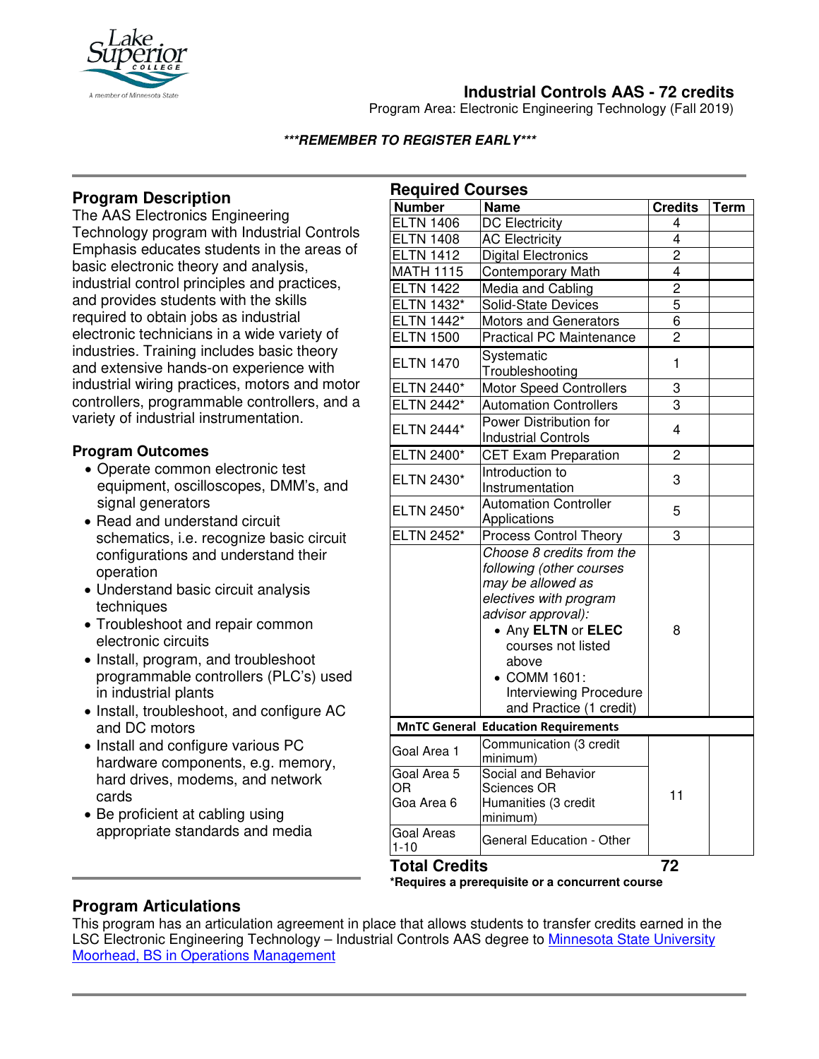# Industrial Controls AAS - 72 credits

Program Area: Electronic Engineering Technology (Fall 2019)

***REMEMBER TO REGISTER EARLY***

## Program Description

The AAS Electronics Engineering Technology program with Industrial Controls Emphasis educates students in the areas of basic electronic theory and analysis, industrial control principles and practices, and provides students with the skills required to obtain jobs as industrial electronic technicians in a wide variety of industries. Training includes basic theory and extensive hands-on experience with industrial wiring practices, motors and motor controllers, programmable controllers, and a variety of industrial instrumentation.

### Program Outcomes

- Operate common electronic test equipment, oscilloscopes, DMM's, and signal generators
- Read and understand circuit schematics, i.e. recognize basic circuit configurations and understand their operation
- Understand basic circuit analysis techniques
- Troubleshoot and repair common electronic circuits
- Install, program, and troubleshoot programmable controllers (PLC's) used in industrial plants
- Install, troubleshoot, and configure AC and DC motors
- Install and configure various PC hardware components, e.g. memory, hard drives, modems, and network cards
- Be proficient at cabling using appropriate standards and media

## Required Courses

| Number | Name | Credits | Term |
|---|---|---|---|
| ELTN 1406 | DC Electricity | 4 | |
| ELTN 1408 | AC Electricity | 4 | |
| ELTN 1412 | Digital Electronics | 2 | |
| MATH 1115 | Contemporary Math | 4 | |
| ELTN 1422 | Media and Cabling | 2 | |
| ELTN 1432* | Solid-State Devices | 5 | |
| ELTN 1442* | Motors and Generators | 6 | |
| ELTN 1500 | Practical PC Maintenance | 2 | |
| ELTN 1470 | Systematic Troubleshooting | 1 | |
| ELTN 2440* | Motor Speed Controllers | 3 | |
| ELTN 2442* | Automation Controllers | 3 | |
| ELTN 2444* | Power Distribution for Industrial Controls | 4 | |
| ELTN 2400* | CET Exam Preparation | 2 | |
| ELTN 2430* | Introduction to Instrumentation | 3 | |
| ELTN 2450* | Automation Controller Applications | 5 | |
| ELTN 2452* | Process Control Theory | 3 | |
| | *Choose 8 credits from the following (other courses may be allowed as electives with program advisor approval):* <br>• Any **ELTN** or **ELEC** courses not listed above <br>• COMM 1601: Interviewing Procedure and Practice (1 credit) | 8 | |
| **MnTC General Education Requirements** | | | |
| Goal Area 1 | Communication (3 credit minimum) | 11 | |
| Goal Area 5 OR Goa Area 6 | Social and Behavior Sciences OR Humanities (3 credit minimum) | | |
| Goal Areas 1-10 | General Education - Other | | |
| **Total Credits** | | **72** | |

***Requires a prerequisite or a concurrent course**

## Program Articulations

This program has an articulation agreement in place that allows students to transfer credits earned in the LSC Electronic Engineering Technology – Industrial Controls AAS degree to Minnesota State University Moorhead, BS in Operations Management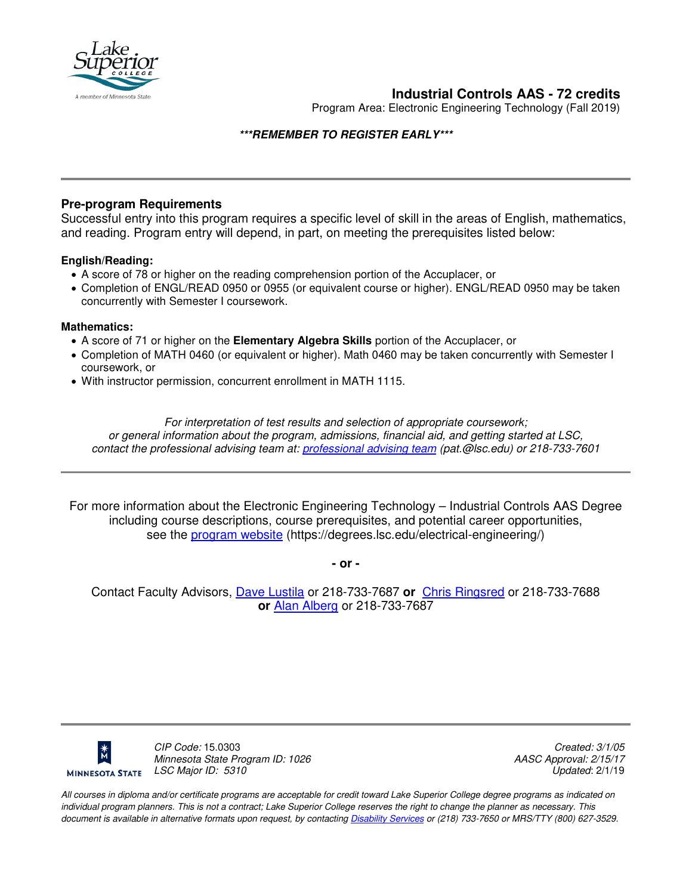# Industrial Controls AAS - 72 credits

Program Area: Electronic Engineering Technology (Fall 2019)

***REMEMBER TO REGISTER EARLY***

---

## Pre-program Requirements

Successful entry into this program requires a specific level of skill in the areas of English, mathematics, and reading. Program entry will depend, in part, on meeting the prerequisites listed below:

**English/Reading:**

- A score of 78 or higher on the reading comprehension portion of the Accuplacer, or
- Completion of ENGL/READ 0950 or 0955 (or equivalent course or higher). ENGL/READ 0950 may be taken concurrently with Semester I coursework.

**Mathematics:**

- A score of 71 or higher on the **Elementary Algebra Skills** portion of the Accuplacer, or
- Completion of MATH 0460 (or equivalent or higher). Math 0460 may be taken concurrently with Semester I coursework, or
- With instructor permission, concurrent enrollment in MATH 1115.

*For interpretation of test results and selection of appropriate coursework; or general information about the program, admissions, financial aid, and getting started at LSC, contact the professional advising team at: professional advising team (pat.@lsc.edu) or 218-733-7601*

---

For more information about the Electronic Engineering Technology – Industrial Controls AAS Degree including course descriptions, course prerequisites, and potential career opportunities, see the program website (https://degrees.lsc.edu/electrical-engineering/)

**- or -**

Contact Faculty Advisors, Dave Lustila or 218-733-7687 **or** Chris Ringsred or 218-733-7688 **or** Alan Alberg or 218-733-7687

---

*CIP Code:* 15.0303
*Minnesota State Program ID: 1026*
*LSC Major ID: 5310*

*Created: 3/1/05*
*AASC Approval: 2/15/17*
*Updated*: 2/1/19

*All courses in diploma and/or certificate programs are acceptable for credit toward Lake Superior College degree programs as indicated on individual program planners. This is not a contract; Lake Superior College reserves the right to change the planner as necessary. This document is available in alternative formats upon request, by contacting Disability Services or (218) 733-7650 or MRS/TTY (800) 627-3529.*